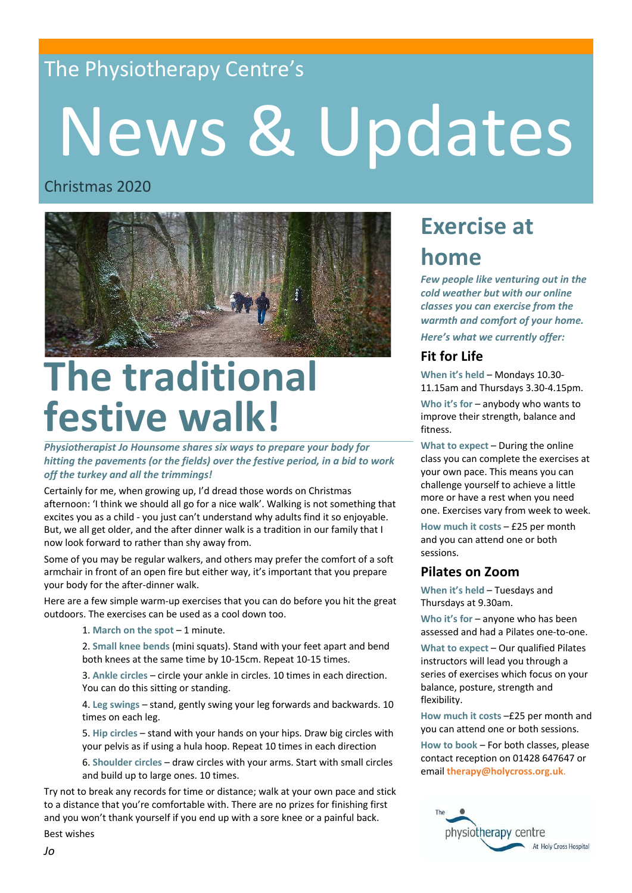The Physiotherapy Centre's

# News & Updates

Christmas 2020

## The traditional festive walk!

***Physiotherapist Jo Hounsome shares six ways to prepare your body for hitting the pavements (or the fields) over the festive period, in a bid to work off the turkey and all the trimmings!***

Certainly for me, when growing up, I'd dread those words on Christmas afternoon: 'I think we should all go for a nice walk'. Walking is not something that excites you as a child - you just can't understand why adults find it so enjoyable. But, we all get older, and the after dinner walk is a tradition in our family that I now look forward to rather than shy away from.

Some of you may be regular walkers, and others may prefer the comfort of a soft armchair in front of an open fire but either way, it's important that you prepare your body for the after-dinner walk.

Here are a few simple warm-up exercises that you can do before you hit the great outdoors. The exercises can be used as a cool down too.

1. **March on the spot** – 1 minute.
2. **Small knee bends** (mini squats). Stand with your feet apart and bend both knees at the same time by 10-15cm. Repeat 10-15 times.
3. **Ankle circles** – circle your ankle in circles. 10 times in each direction. You can do this sitting or standing.
4. **Leg swings** – stand, gently swing your leg forwards and backwards. 10 times on each leg.
5. **Hip circles** – stand with your hands on your hips. Draw big circles with your pelvis as if using a hula hoop. Repeat 10 times in each direction
6. **Shoulder circles** – draw circles with your arms. Start with small circles and build up to large ones. 10 times.

Try not to break any records for time or distance; walk at your own pace and stick to a distance that you're comfortable with. There are no prizes for finishing first and you won't thank yourself if you end up with a sore knee or a painful back.

Best wishes

*Jo*

## Exercise at home

***Few people like venturing out in the cold weather but with our online classes you can exercise from the warmth and comfort of your home.***

***Here's what we currently offer:***

### Fit for Life

**When it's held** – Mondays 10.30-11.15am and Thursdays 3.30-4.15pm.

**Who it's for** – anybody who wants to improve their strength, balance and fitness.

**What to expect** – During the online class you can complete the exercises at your own pace. This means you can challenge yourself to achieve a little more or have a rest when you need one. Exercises vary from week to week.

**How much it costs** – £25 per month and you can attend one or both sessions.

### Pilates on Zoom

**When it's held** – Tuesdays and Thursdays at 9.30am.

**Who it's for** – anyone who has been assessed and had a Pilates one-to-one.

**What to expect** – Our qualified Pilates instructors will lead you through a series of exercises which focus on your balance, posture, strength and flexibility.

**How much it costs** –£25 per month and you can attend one or both sessions.

**How to book** – For both classes, please contact reception on 01428 647647 or email **therapy@holycross.org.uk**.

The physiotherapy centre At Holy Cross Hospital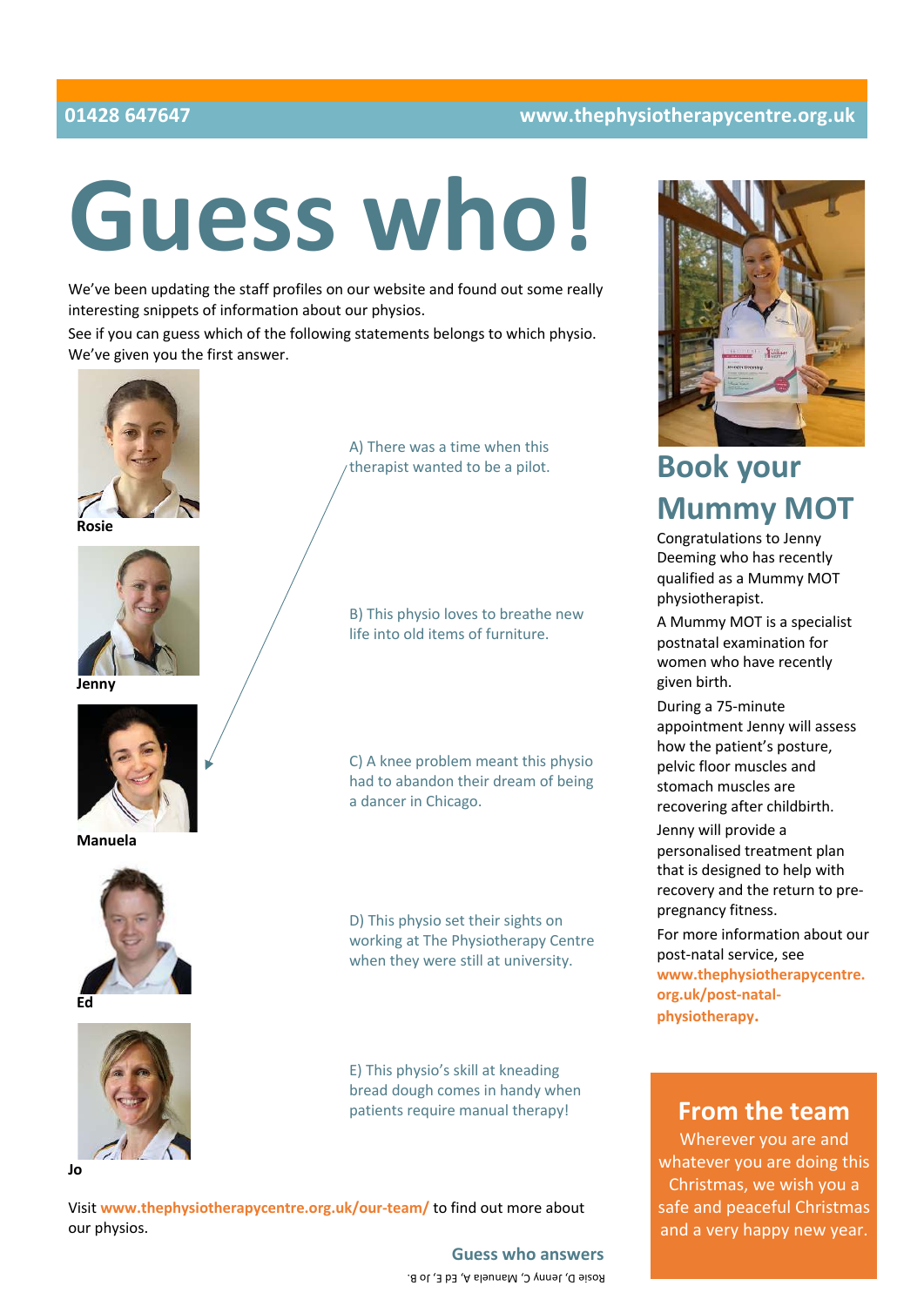01428 647647 www.thephysiotherapycentre.org.uk

# Guess who!

We've been updating the staff profiles on our website and found out some really interesting snippets of information about our physios.

See if you can guess which of the following statements belongs to which physio. We've given you the first answer.

**Rosie**

**Jenny**

**Manuela**

**Ed**

**Jo**

A) There was a time when this therapist wanted to be a pilot.

B) This physio loves to breathe new life into old items of furniture.

C) A knee problem meant this physio had to abandon their dream of being a dancer in Chicago.

D) This physio set their sights on working at The Physiotherapy Centre when they were still at university.

E) This physio's skill at kneading bread dough comes in handy when patients require manual therapy!

Visit **www.thephysiotherapycentre.org.uk/our-team/** to find out more about our physios.

### Guess who answers

Rosie D, Jenny C, Manuela A, Ed E, Jo B.

## Book your Mummy MOT

Congratulations to Jenny Deeming who has recently qualified as a Mummy MOT physiotherapist.

A Mummy MOT is a specialist postnatal examination for women who have recently given birth.

During a 75-minute appointment Jenny will assess how the patient's posture, pelvic floor muscles and stomach muscles are recovering after childbirth.

Jenny will provide a personalised treatment plan that is designed to help with recovery and the return to pre-pregnancy fitness.

For more information about our post-natal service, see **www.thephysiotherapycentre.org.uk/post-natal-physiotherapy.**

## From the team

Wherever you are and whatever you are doing this Christmas, we wish you a safe and peaceful Christmas and a very happy new year.